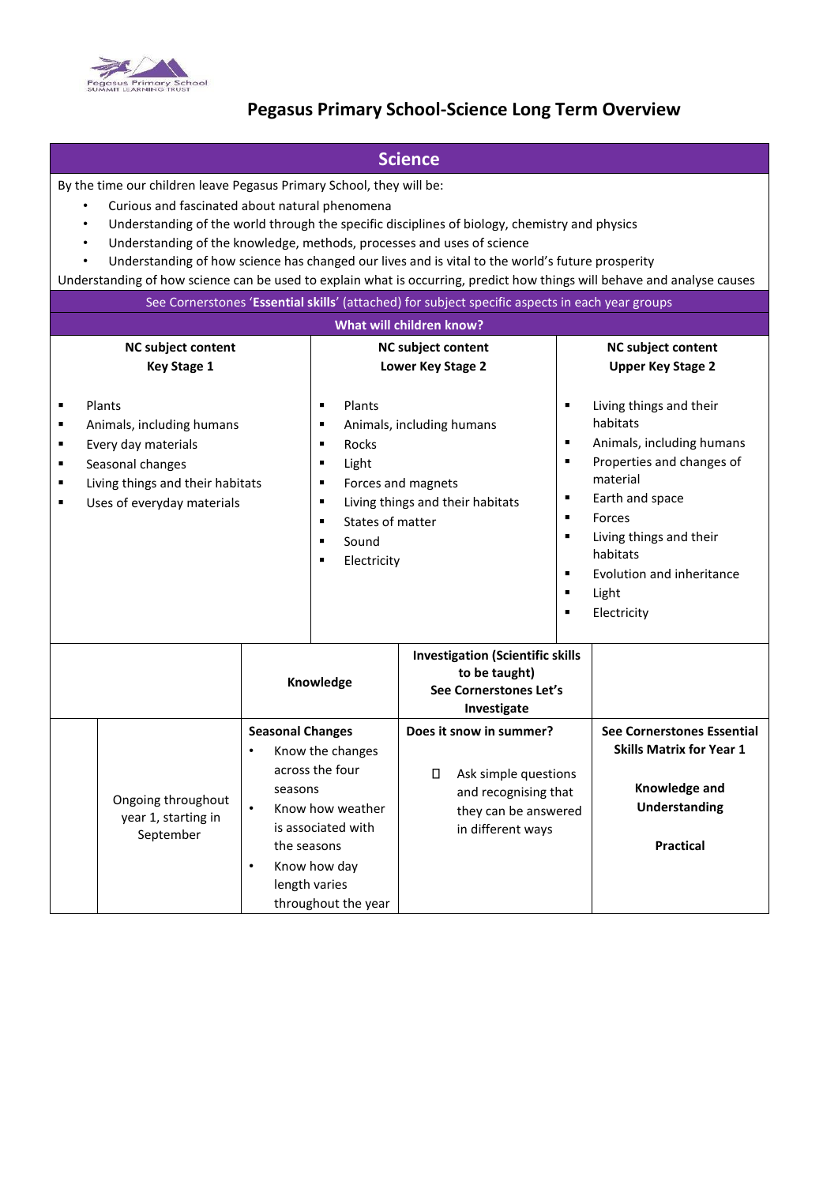Pegasus Primary School
SUMMIT LEARNING TRUST

# Pegasus Primary School-Science Long Term Overview

## Science

By the time our children leave Pegasus Primary School, they will be:

- Curious and fascinated about natural phenomena
- Understanding of the world through the specific disciplines of biology, chemistry and physics
- Understanding of the knowledge, methods, processes and uses of science
- Understanding of how science has changed our lives and is vital to the world's future prosperity

Understanding of how science can be used to explain what is occurring, predict how things will behave and analyse causes

See Cornerstones '**Essential skills**' (attached) for subject specific aspects in each year groups

### What will children know?

| NC subject content Key Stage 1 | NC subject content Lower Key Stage 2 | NC subject content Upper Key Stage 2 |
|---|---|---|
| ▪ Plants<br>▪ Animals, including humans<br>▪ Every day materials<br>▪ Seasonal changes<br>▪ Living things and their habitats<br>▪ Uses of everyday materials | ▪ Plants<br>▪ Animals, including humans<br>▪ Rocks<br>▪ Light<br>▪ Forces and magnets<br>▪ Living things and their habitats<br>▪ States of matter<br>▪ Sound<br>▪ Electricity | ▪ Living things and their habitats<br>▪ Animals, including humans<br>▪ Properties and changes of material<br>▪ Earth and space<br>▪ Forces<br>▪ Living things and their habitats<br>▪ Evolution and inheritance<br>▪ Light<br>▪ Electricity |

| | | **Knowledge** | **Investigation (Scientific skills to be taught) See Cornerstones Let's Investigate** | |
|---|---|---|---|---|
| | Ongoing throughout year 1, starting in September | **Seasonal Changes**<br>• Know the changes across the four seasons<br>• Know how weather is associated with the seasons<br>• Know how day length varies throughout the year | **Does it snow in summer?**<br>□ Ask simple questions and recognising that they can be answered in different ways | **See Cornerstones Essential Skills Matrix for Year 1**<br><br>**Knowledge and Understanding**<br><br>**Practical** |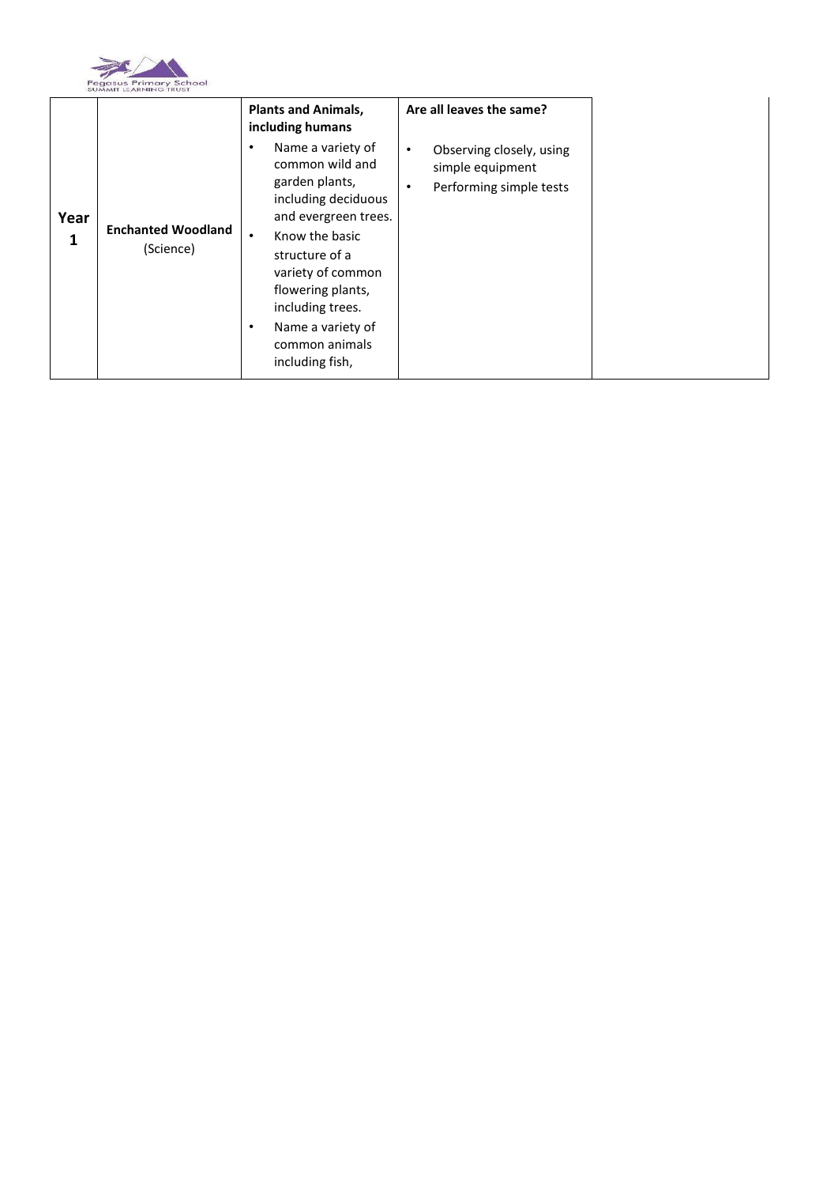| | | | | |
|---|---|---|---|---|
| **Year 1** | **Enchanted Woodland** (Science) | **Plants and Animals, including humans**<br>• Name a variety of common wild and garden plants, including deciduous and evergreen trees.<br>• Know the basic structure of a variety of common flowering plants, including trees.<br>• Name a variety of common animals including fish, | **Are all leaves the same?**<br>• Observing closely, using simple equipment<br>• Performing simple tests | |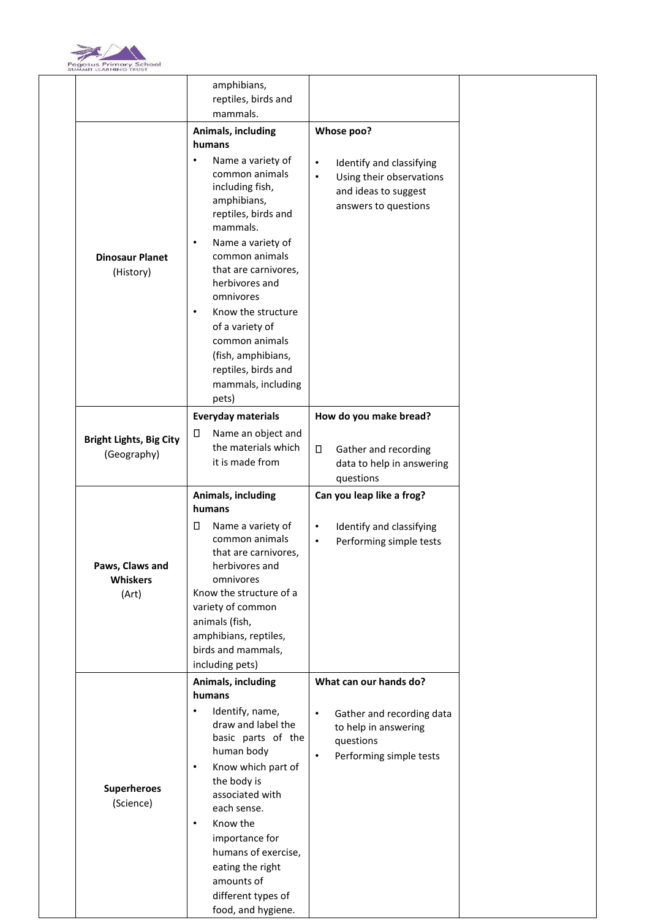| | | | | |
|---|---|---|---|---|
| | | amphibians, reptiles, birds and mammals. | | |
| | **Dinosaur Planet** (History) | **Animals, including humans**<br>• Name a variety of common animals including fish, amphibians, reptiles, birds and mammals.<br>• Name a variety of common animals that are carnivores, herbivores and omnivores<br>• Know the structure of a variety of common animals (fish, amphibians, reptiles, birds and mammals, including pets) | **Whose poo?**<br>• Identify and classifying<br>• Using their observations and ideas to suggest answers to questions | |
| | **Bright Lights, Big City** (Geography) | **Everyday materials**<br>• Name an object and the materials which it is made from | **How do you make bread?**<br>• Gather and recording data to help in answering questions | |
| | **Paws, Claws and Whiskers** (Art) | **Animals, including humans**<br>• Name a variety of common animals that are carnivores, herbivores and omnivores<br>Know the structure of a variety of common animals (fish, amphibians, reptiles, birds and mammals, including pets) | **Can you leap like a frog?**<br>• Identify and classifying<br>• Performing simple tests | |
| | **Superheroes** (Science) | **Animals, including humans**<br>• Identify, name, draw and label the basic parts of the human body<br>• Know which part of the body is associated with each sense.<br>• Know the importance for humans of exercise, eating the right amounts of different types of food, and hygiene. | **What can our hands do?**<br>• Gather and recording data to help in answering questions<br>• Performing simple tests | |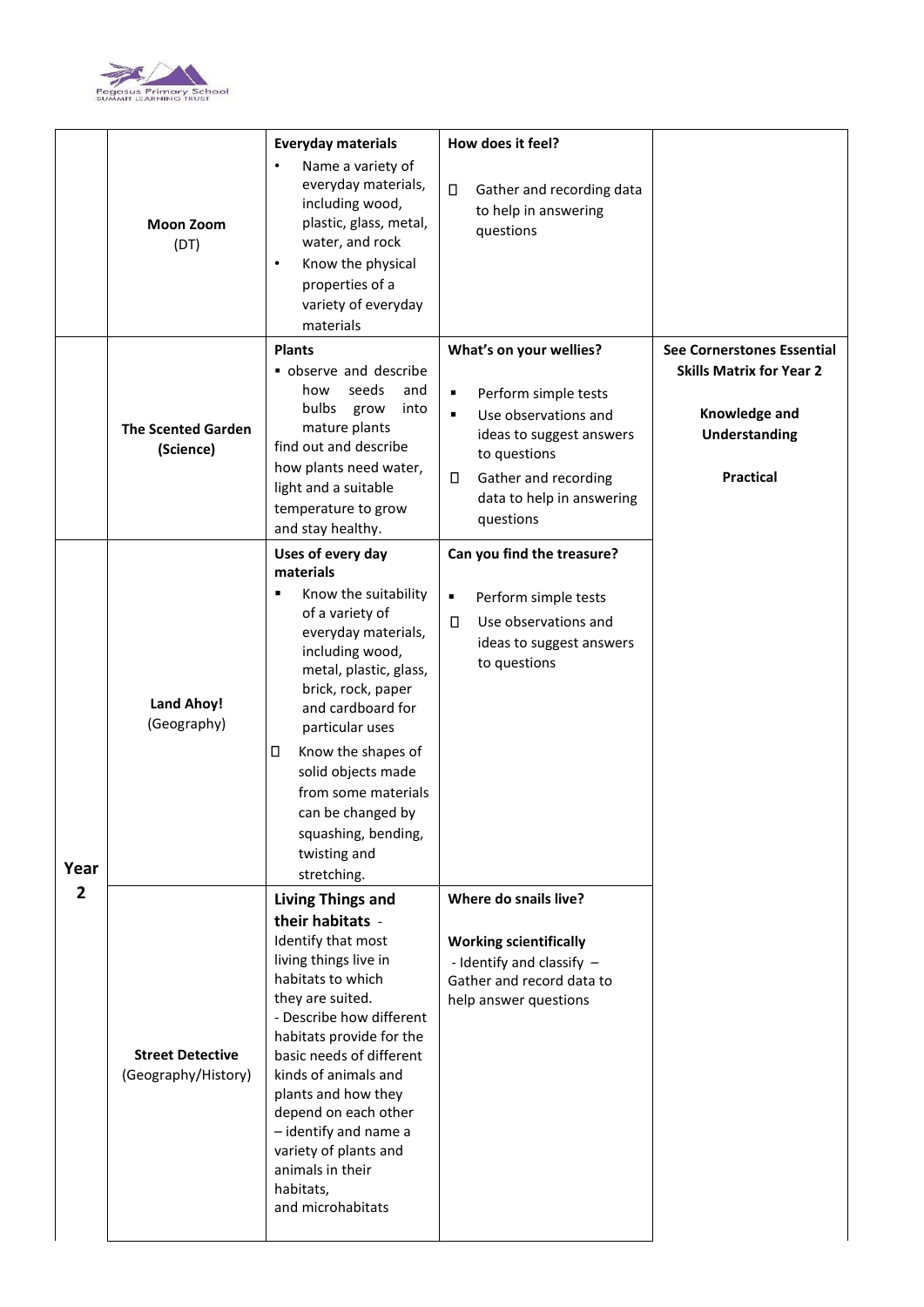| | | | | |
|---|---|---|---|---|
| | **Moon Zoom** (DT) | **Everyday materials**<br>• Name a variety of everyday materials, including wood, plastic, glass, metal, water, and rock<br>• Know the physical properties of a variety of everyday materials | **How does it feel?**<br>• Gather and recording data to help in answering questions | |
| | **The Scented Garden (Science)** | **Plants**<br>▪ observe and describe how seeds and bulbs grow into mature plants<br>find out and describe how plants need water, light and a suitable temperature to grow and stay healthy. | **What's on your wellies?**<br>▪ Perform simple tests<br>▪ Use observations and ideas to suggest answers to questions<br>• Gather and recording data to help in answering questions | **See Cornerstones Essential Skills Matrix for Year 2**<br><br>**Knowledge and Understanding**<br><br>**Practical** |
| **Year 2** | **Land Ahoy!** (Geography) | **Uses of every day materials**<br>▪ Know the suitability of a variety of everyday materials, including wood, metal, plastic, glass, brick, rock, paper and cardboard for particular uses<br>• Know the shapes of solid objects made from some materials can be changed by squashing, bending, twisting and stretching. | **Can you find the treasure?**<br>▪ Perform simple tests<br>• Use observations and ideas to suggest answers to questions | |
| | **Street Detective** (Geography/History) | **Living Things and their habitats** -<br>Identify that most living things live in habitats to which they are suited.<br>- Describe how different habitats provide for the basic needs of different kinds of animals and plants and how they depend on each other<br>– identify and name a variety of plants and animals in their habitats,<br>and microhabitats | **Where do snails live?**<br><br>**Working scientifically**<br>- Identify and classify –<br>Gather and record data to help answer questions | |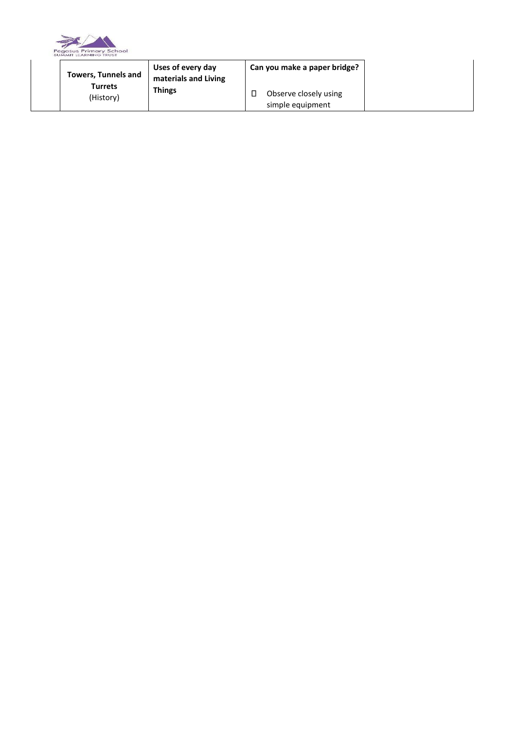|  | **Towers, Tunnels and Turrets** (History) | **Uses of every day materials and Living Things** | **Can you make a paper bridge?** <br> - Observe closely using simple equipment |  |
|---|---|---|---|---|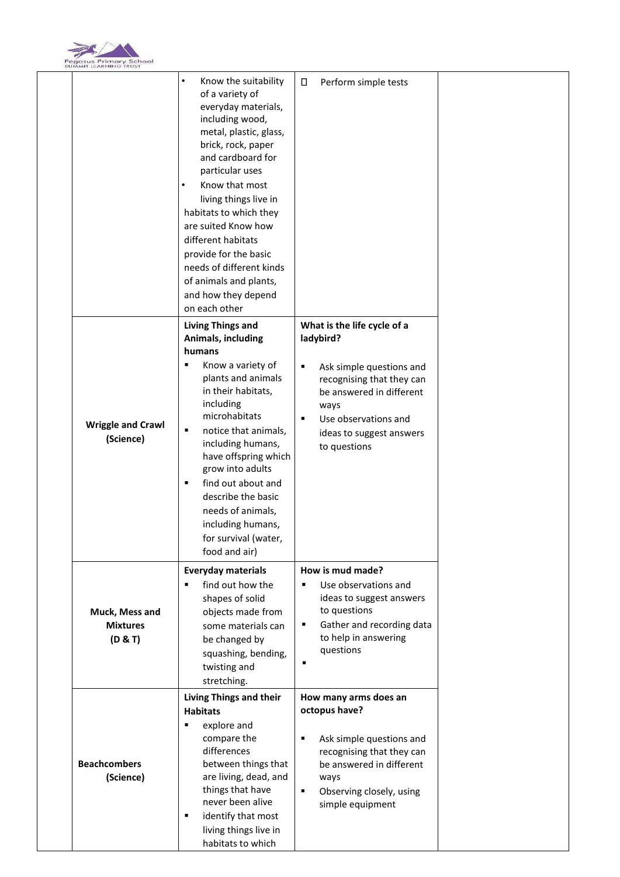| | | | | |
|---|---|---|---|---|
| | | • Know the suitability of a variety of everyday materials, including wood, metal, plastic, glass, brick, rock, paper and cardboard for particular uses<br>• Know that most living things live in habitats to which they are suited Know how different habitats provide for the basic needs of different kinds of animals and plants, and how they depend on each other | □ Perform simple tests | |
| | **Wriggle and Crawl (Science)** | **Living Things and Animals, including humans**<br>▪ Know a variety of plants and animals in their habitats, including microhabitats<br>▪ notice that animals, including humans, have offspring which grow into adults<br>▪ find out about and describe the basic needs of animals, including humans, for survival (water, food and air) | **What is the life cycle of a ladybird?**<br>▪ Ask simple questions and recognising that they can be answered in different ways<br>▪ Use observations and ideas to suggest answers to questions | |
| | **Muck, Mess and Mixtures (D & T)** | **Everyday materials**<br>▪ find out how the shapes of solid objects made from some materials can be changed by squashing, bending, twisting and stretching. | **How is mud made?**<br>▪ Use observations and ideas to suggest answers to questions<br>▪ Gather and recording data to help in answering questions<br>▪ | |
| | **Beachcombers (Science)** | **Living Things and their Habitats**<br>▪ explore and compare the differences between things that are living, dead, and things that have never been alive<br>▪ identify that most living things live in habitats to which | **How many arms does an octopus have?**<br>▪ Ask simple questions and recognising that they can be answered in different ways<br>▪ Observing closely, using simple equipment | |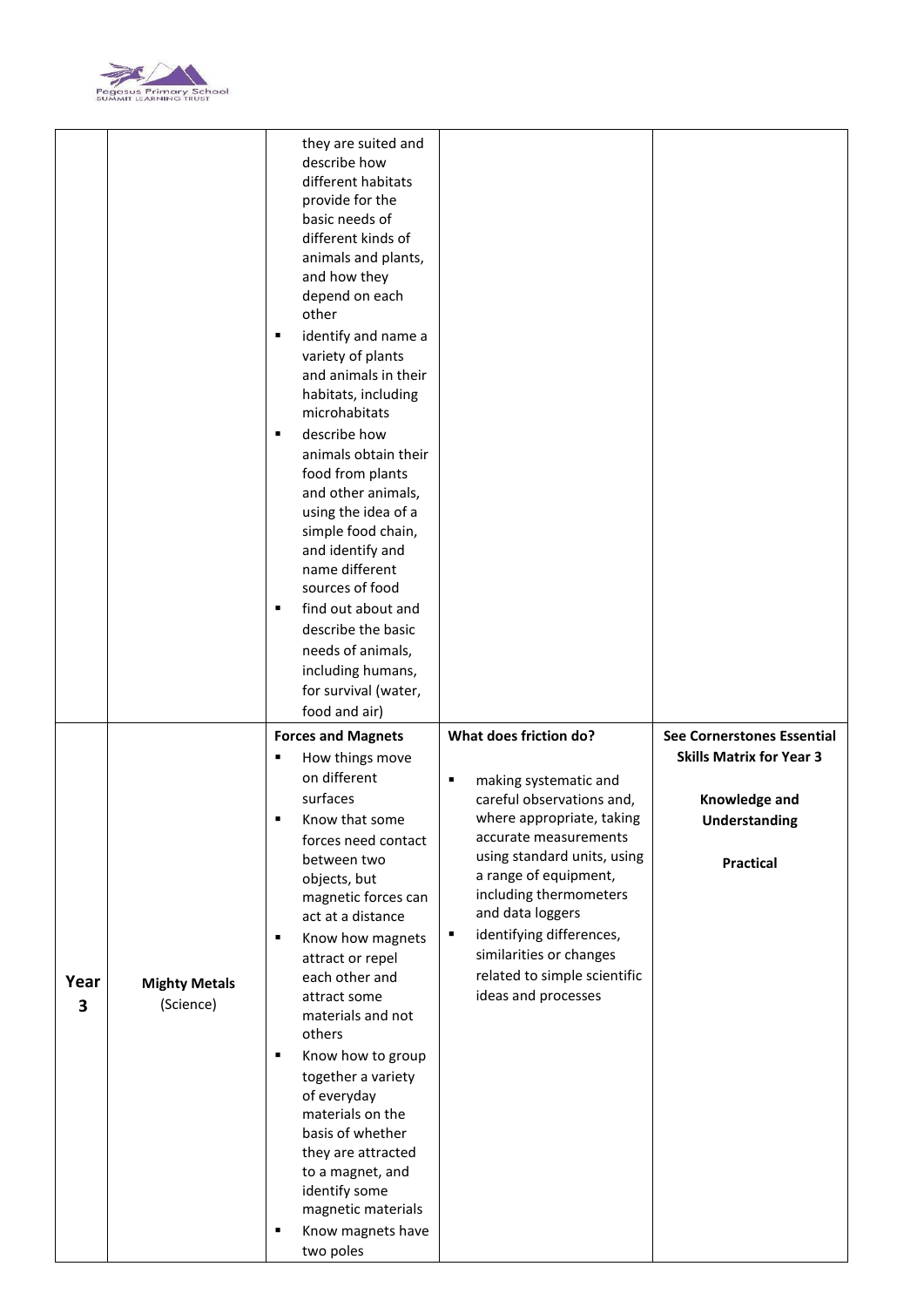| | | | | |
|---|---|---|---|---|
| | | they are suited and describe how different habitats provide for the basic needs of different kinds of animals and plants, and how they depend on each other<br>▪ identify and name a variety of plants and animals in their habitats, including microhabitats<br>▪ describe how animals obtain their food from plants and other animals, using the idea of a simple food chain, and identify and name different sources of food<br>▪ find out about and describe the basic needs of animals, including humans, for survival (water, food and air) | | |
| **Year 3** | **Mighty Metals** (Science) | **Forces and Magnets**<br>▪ How things move on different surfaces<br>▪ Know that some forces need contact between two objects, but magnetic forces can act at a distance<br>▪ Know how magnets attract or repel each other and attract some materials and not others<br>▪ Know how to group together a variety of everyday materials on the basis of whether they are attracted to a magnet, and identify some magnetic materials<br>▪ Know magnets have two poles | **What does friction do?**<br>▪ making systematic and careful observations and, where appropriate, taking accurate measurements using standard units, using a range of equipment, including thermometers and data loggers<br>▪ identifying differences, similarities or changes related to simple scientific ideas and processes | **See Cornerstones Essential Skills Matrix for Year 3**<br><br>**Knowledge and Understanding**<br><br>**Practical** |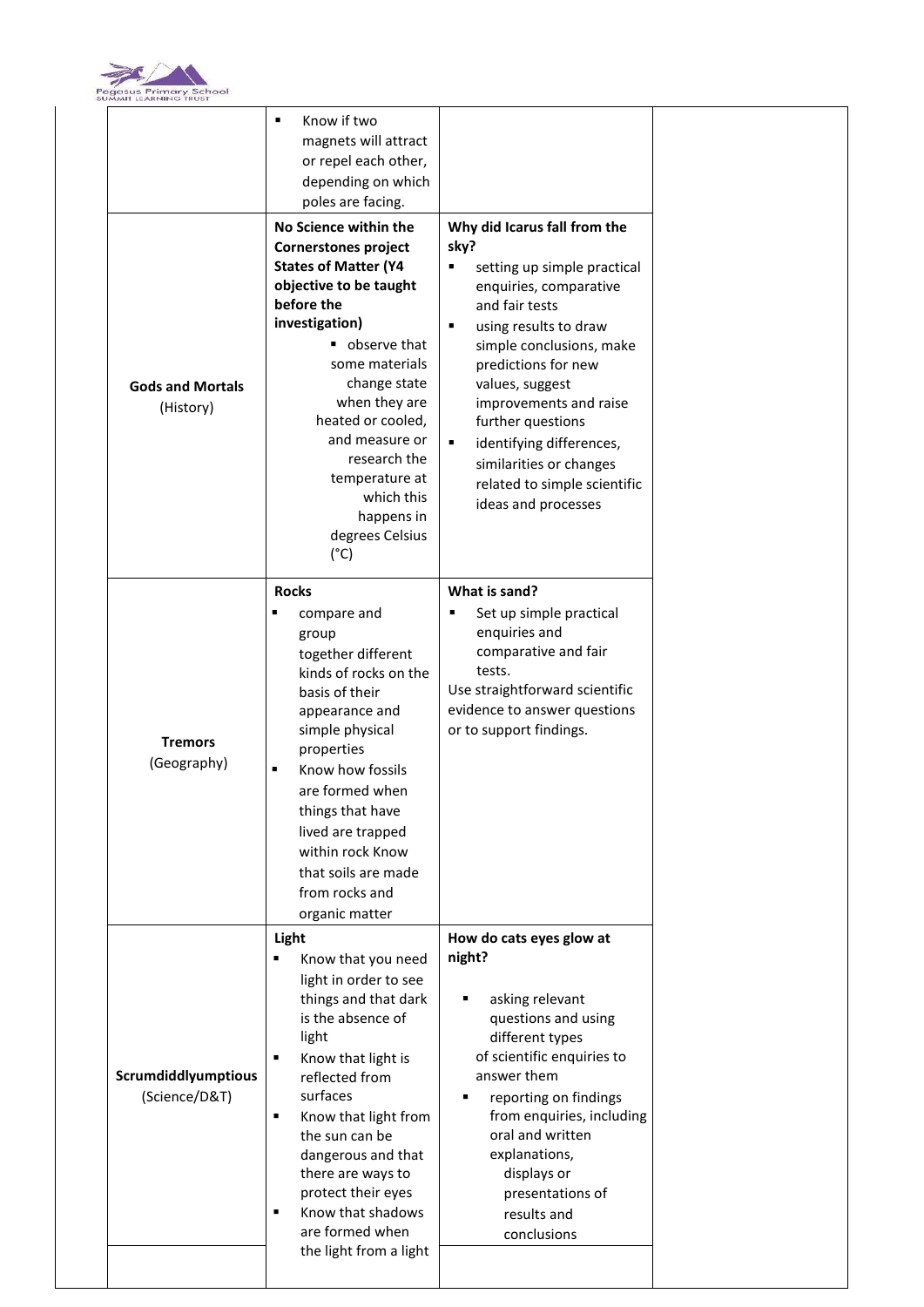| | | | |
|---|---|---|---|
| | ▪ Know if two magnets will attract or repel each other, depending on which poles are facing. | | |
| **Gods and Mortals** (History) | **No Science within the Cornerstones project States of Matter (Y4 objective to be taught before the investigation)** ▪ observe that some materials change state when they are heated or cooled, and measure or research the temperature at which this happens in degrees Celsius (°C) | **Why did Icarus fall from the sky?** ▪ setting up simple practical enquiries, comparative and fair tests ▪ using results to draw simple conclusions, make predictions for new values, suggest improvements and raise further questions ▪ identifying differences, similarities or changes related to simple scientific ideas and processes | |
| **Tremors** (Geography) | **Rocks** ▪ compare and group together different kinds of rocks on the basis of their appearance and simple physical properties ▪ Know how fossils are formed when things that have lived are trapped within rock Know that soils are made from rocks and organic matter | **What is sand?** ▪ Set up simple practical enquiries and comparative and fair tests. Use straightforward scientific evidence to answer questions or to support findings. | |
| **Scrumdiddlyumptious** (Science/D&T) | **Light** ▪ Know that you need light in order to see things and that dark is the absence of light ▪ Know that light is reflected from surfaces ▪ Know that light from the sun can be dangerous and that there are ways to protect their eyes ▪ Know that shadows are formed when the light from a light | **How do cats eyes glow at night?** ▪ asking relevant questions and using different types of scientific enquiries to answer them ▪ reporting on findings from enquiries, including oral and written explanations, displays or presentations of results and conclusions | |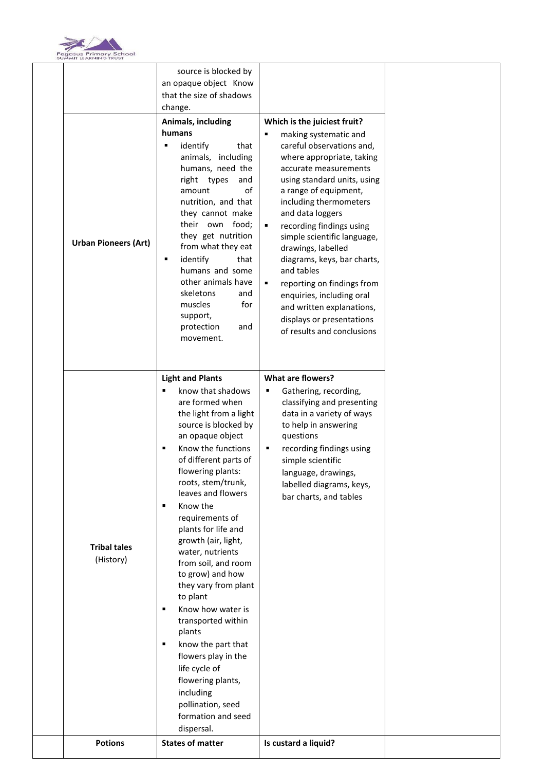|  |  |  |  |  |
|---|---|---|---|---|
|  |  | source is blocked by an opaque object Know that the size of shadows change. |  |  |
|  | **Urban Pioneers (Art)** | **Animals, including humans**<br>▪ identify that animals, including humans, need the right types and amount of nutrition, and that they cannot make their own food; they get nutrition from what they eat<br>▪ identify that humans and some other animals have skeletons and muscles for support, protection and movement. | **Which is the juiciest fruit?**<br>▪ making systematic and careful observations and, where appropriate, taking accurate measurements using standard units, using a range of equipment, including thermometers and data loggers<br>▪ recording findings using simple scientific language, drawings, labelled diagrams, keys, bar charts, and tables<br>▪ reporting on findings from enquiries, including oral and written explanations, displays or presentations of results and conclusions |  |
|  | **Tribal tales** (History) | **Light and Plants**<br>▪ know that shadows are formed when the light from a light source is blocked by an opaque object<br>▪ Know the functions of different parts of flowering plants: roots, stem/trunk, leaves and flowers<br>▪ Know the requirements of plants for life and growth (air, light, water, nutrients from soil, and room to grow) and how they vary from plant to plant<br>▪ Know how water is transported within plants<br>▪ know the part that flowers play in the life cycle of flowering plants, including pollination, seed formation and seed dispersal. | **What are flowers?**<br>▪ Gathering, recording, classifying and presenting data in a variety of ways to help in answering questions<br>▪ recording findings using simple scientific language, drawings, labelled diagrams, keys, bar charts, and tables |  |
|  | **Potions** | **States of matter** | **Is custard a liquid?** |  |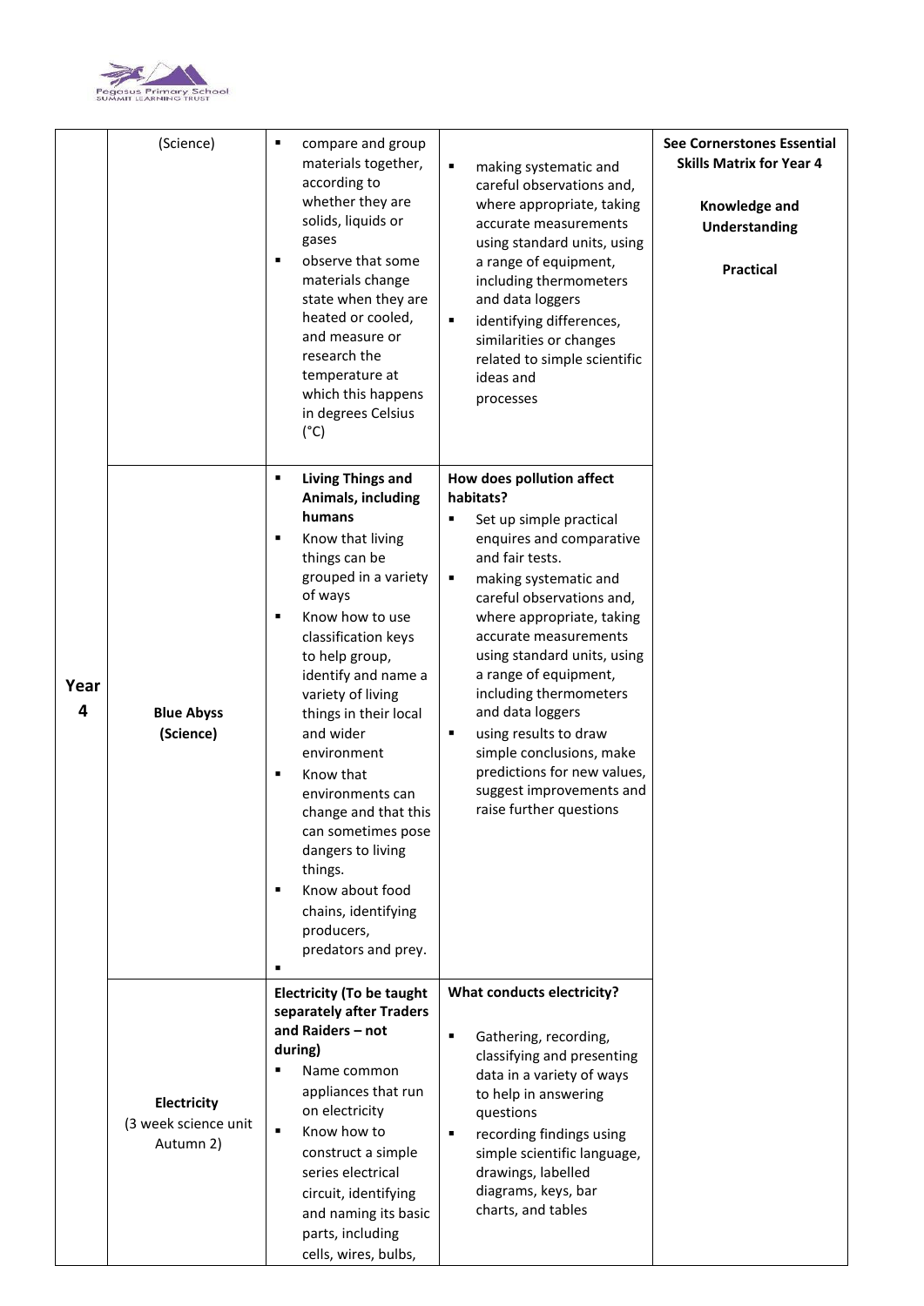| | | | | |
|---|---|---|---|---|
| Year 4 | (Science) | ▪ compare and group materials together, according to whether they are solids, liquids or gases<br>▪ observe that some materials change state when they are heated or cooled, and measure or research the temperature at which this happens in degrees Celsius (°C) | ▪ making systematic and careful observations and, where appropriate, taking accurate measurements using standard units, using a range of equipment, including thermometers and data loggers<br>▪ identifying differences, similarities or changes related to simple scientific ideas and processes | **See Cornerstones Essential Skills Matrix for Year 4**<br><br>**Knowledge and Understanding**<br><br>**Practical** |
| | **Blue Abyss (Science)** | ▪ **Living Things and Animals, including humans**<br>▪ Know that living things can be grouped in a variety of ways<br>▪ Know how to use classification keys to help group, identify and name a variety of living things in their local and wider environment<br>▪ Know that environments can change and that this can sometimes pose dangers to living things.<br>▪ Know about food chains, identifying producers, predators and prey.<br>▪ | **How does pollution affect habitats?**<br>▪ Set up simple practical enquires and comparative and fair tests.<br>▪ making systematic and careful observations and, where appropriate, taking accurate measurements using standard units, using a range of equipment, including thermometers and data loggers<br>▪ using results to draw simple conclusions, make predictions for new values, suggest improvements and raise further questions | |
| | **Electricity** (3 week science unit Autumn 2) | **Electricity (To be taught separately after Traders and Raiders – not during)**<br>▪ Name common appliances that run on electricity<br>▪ Know how to construct a simple series electrical circuit, identifying and naming its basic parts, including cells, wires, bulbs, | **What conducts electricity?**<br>▪ Gathering, recording, classifying and presenting data in a variety of ways to help in answering questions<br>▪ recording findings using simple scientific language, drawings, labelled diagrams, keys, bar charts, and tables | |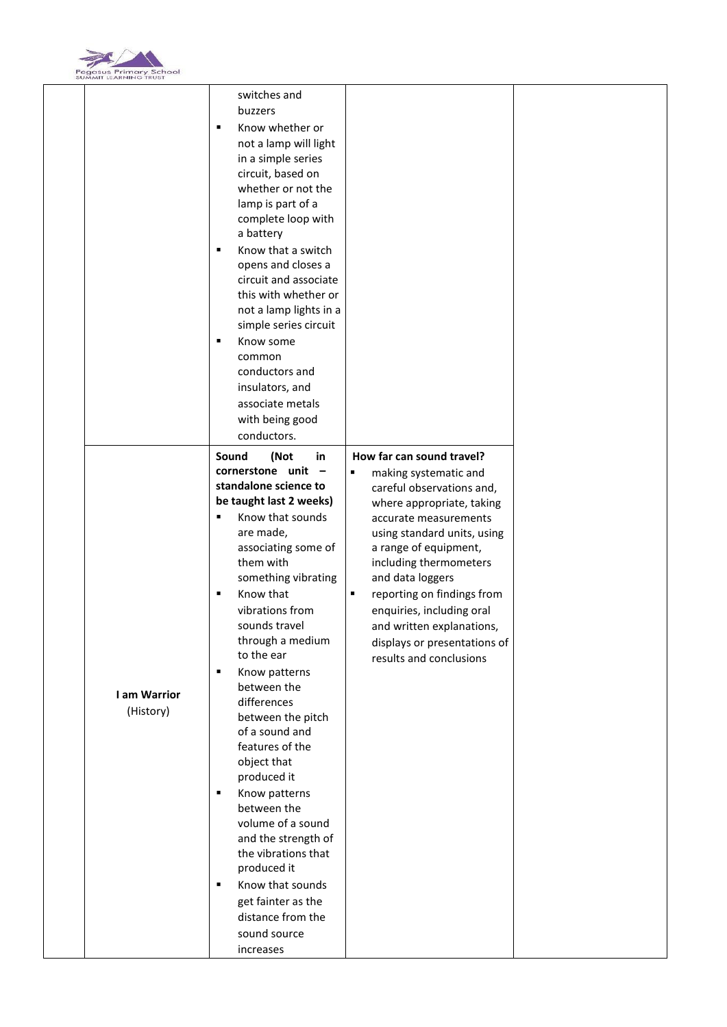| | | | | |
|---|---|---|---|---|
| | | switches and buzzers<br>▪ Know whether or not a lamp will light in a simple series circuit, based on whether or not the lamp is part of a complete loop with a battery<br>▪ Know that a switch opens and closes a circuit and associate this with whether or not a lamp lights in a simple series circuit<br>▪ Know some common conductors and insulators, and associate metals with being good conductors. | | |
| | **I am Warrior** (History) | **Sound (Not in cornerstone unit – standalone science to be taught last 2 weeks)**<br>▪ Know that sounds are made, associating some of them with something vibrating<br>▪ Know that vibrations from sounds travel through a medium to the ear<br>▪ Know patterns between the differences between the pitch of a sound and features of the object that produced it<br>▪ Know patterns between the volume of a sound and the strength of the vibrations that produced it<br>▪ Know that sounds get fainter as the distance from the sound source increases | **How far can sound travel?**<br>▪ making systematic and careful observations and, where appropriate, taking accurate measurements using standard units, using a range of equipment, including thermometers and data loggers<br>▪ reporting on findings from enquiries, including oral and written explanations, displays or presentations of results and conclusions | |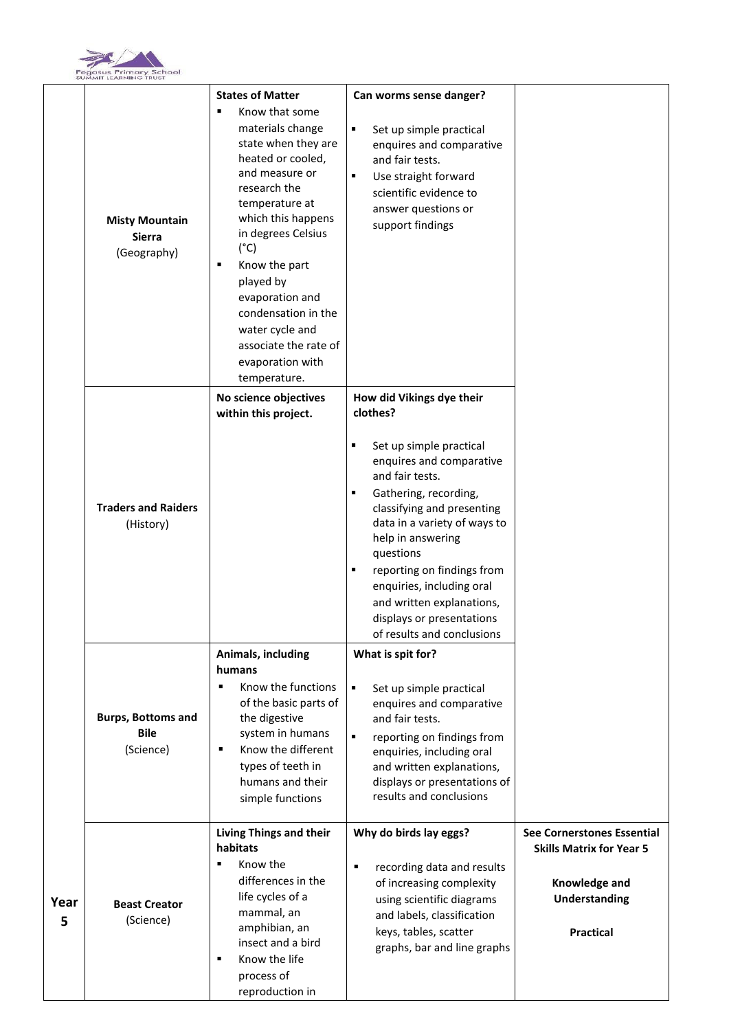| | | | | |
|---|---|---|---|---|
| Year 5 | **Misty Mountain Sierra** (Geography) | **States of Matter**<br>▪ Know that some materials change state when they are heated or cooled, and measure or research the temperature at which this happens in degrees Celsius (°C)<br>▪ Know the part played by evaporation and condensation in the water cycle and associate the rate of evaporation with temperature. | **Can worms sense danger?**<br>▪ Set up simple practical enquires and comparative and fair tests.<br>▪ Use straight forward scientific evidence to answer questions or support findings | **See Cornerstones Essential Skills Matrix for Year 5**<br><br>**Knowledge and Understanding**<br><br>**Practical** |
| | **Traders and Raiders** (History) | **No science objectives within this project.** | **How did Vikings dye their clothes?**<br>▪ Set up simple practical enquires and comparative and fair tests.<br>▪ Gathering, recording, classifying and presenting data in a variety of ways to help in answering questions<br>▪ reporting on findings from enquiries, including oral and written explanations, displays or presentations of results and conclusions | |
| | **Burps, Bottoms and Bile** (Science) | **Animals, including humans**<br>▪ Know the functions of the basic parts of the digestive system in humans<br>▪ Know the different types of teeth in humans and their simple functions | **What is spit for?**<br>▪ Set up simple practical enquires and comparative and fair tests.<br>▪ reporting on findings from enquiries, including oral and written explanations, displays or presentations of results and conclusions | |
| | **Beast Creator** (Science) | **Living Things and their habitats**<br>▪ Know the differences in the life cycles of a mammal, an amphibian, an insect and a bird<br>▪ Know the life process of reproduction in | **Why do birds lay eggs?**<br>▪ recording data and results of increasing complexity using scientific diagrams and labels, classification keys, tables, scatter graphs, bar and line graphs | |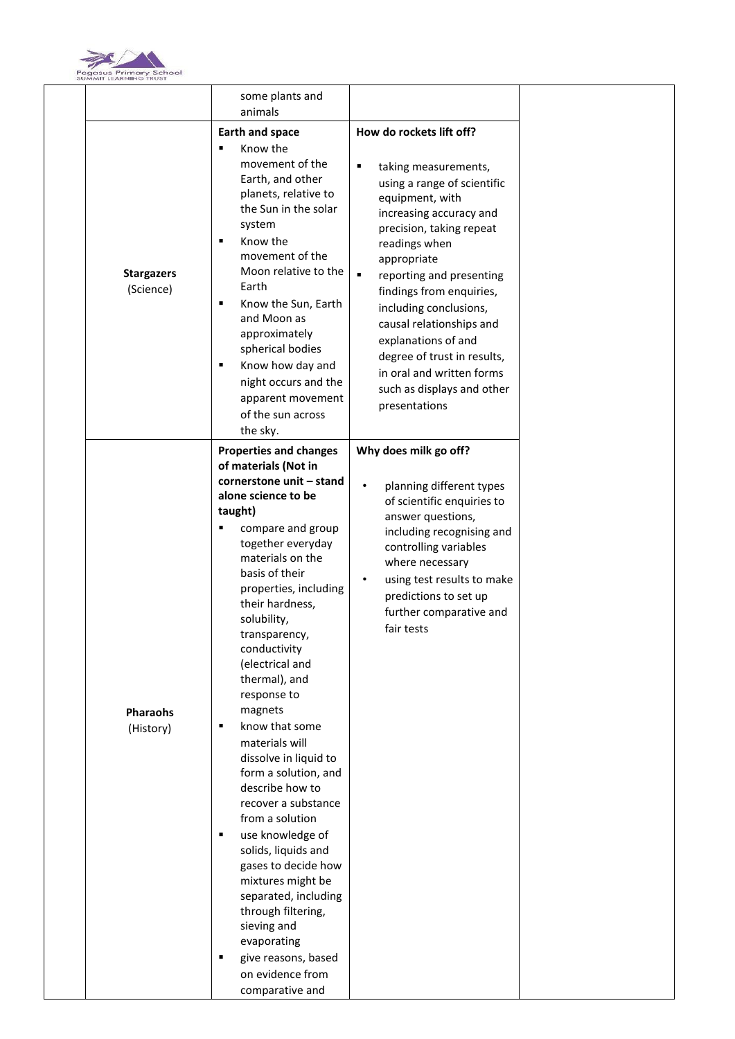| | | | | |
|---|---|---|---|---|
| | | some plants and animals | | |
| | **Stargazers** (Science) | **Earth and space**<br>▪ Know the movement of the Earth, and other planets, relative to the Sun in the solar system<br>▪ Know the movement of the Moon relative to the Earth<br>▪ Know the Sun, Earth and Moon as approximately spherical bodies<br>▪ Know how day and night occurs and the apparent movement of the sun across the sky. | **How do rockets lift off?**<br>▪ taking measurements, using a range of scientific equipment, with increasing accuracy and precision, taking repeat readings when appropriate<br>▪ reporting and presenting findings from enquiries, including conclusions, causal relationships and explanations of and degree of trust in results, in oral and written forms such as displays and other presentations | |
| | **Pharaohs** (History) | **Properties and changes of materials (Not in cornerstone unit – stand alone science to be taught)**<br>▪ compare and group together everyday materials on the basis of their properties, including their hardness, solubility, transparency, conductivity (electrical and thermal), and response to magnets<br>▪ know that some materials will dissolve in liquid to form a solution, and describe how to recover a substance from a solution<br>▪ use knowledge of solids, liquids and gases to decide how mixtures might be separated, including through filtering, sieving and evaporating<br>▪ give reasons, based on evidence from comparative and | **Why does milk go off?**<br>• planning different types of scientific enquiries to answer questions, including recognising and controlling variables where necessary<br>• using test results to make predictions to set up further comparative and fair tests | |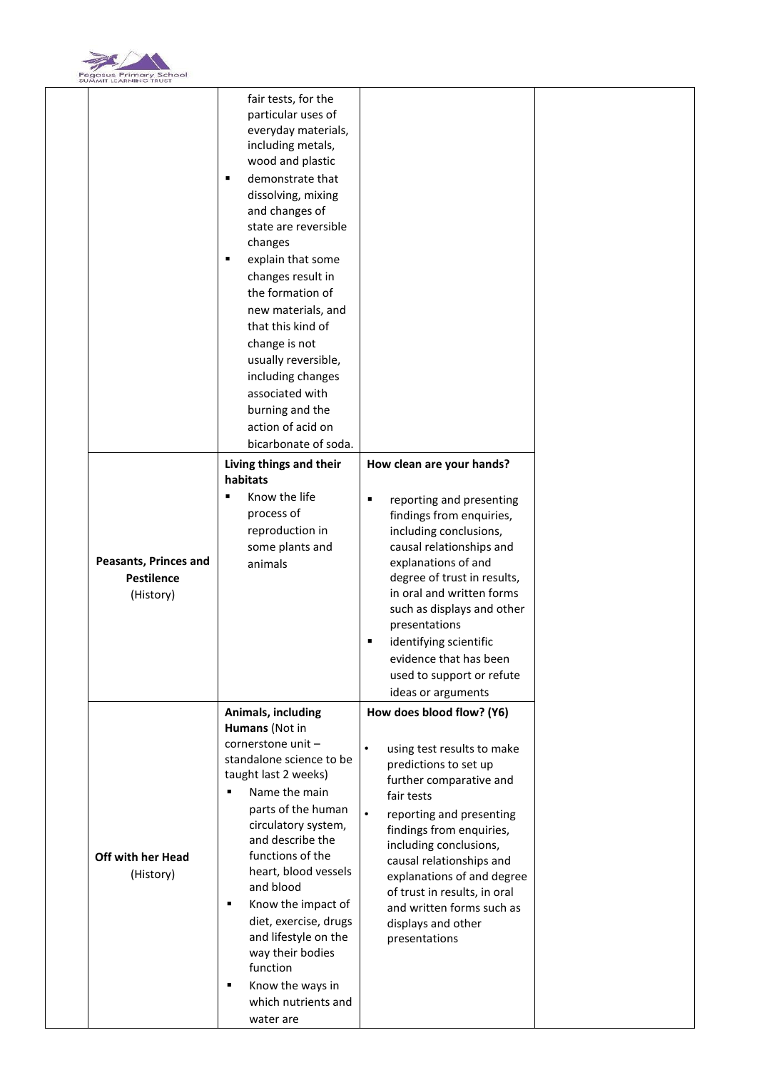| | | | | |
|---|---|---|---|---|
| | | fair tests, for the particular uses of everyday materials, including metals, wood and plastic<br>▪ demonstrate that dissolving, mixing and changes of state are reversible changes<br>▪ explain that some changes result in the formation of new materials, and that this kind of change is not usually reversible, including changes associated with burning and the action of acid on bicarbonate of soda. | | |
| | **Peasants, Princes and Pestilence** (History) | **Living things and their habitats**<br>▪ Know the life process of reproduction in some plants and animals | **How clean are your hands?**<br>▪ reporting and presenting findings from enquiries, including conclusions, causal relationships and explanations of and degree of trust in results, in oral and written forms such as displays and other presentations<br>▪ identifying scientific evidence that has been used to support or refute ideas or arguments | |
| | **Off with her Head** (History) | **Animals, including Humans** (Not in cornerstone unit – standalone science to be taught last 2 weeks)<br>▪ Name the main parts of the human circulatory system, and describe the functions of the heart, blood vessels and blood<br>▪ Know the impact of diet, exercise, drugs and lifestyle on the way their bodies function<br>▪ Know the ways in which nutrients and water are | **How does blood flow? (Y6)**<br>• using test results to make predictions to set up further comparative and fair tests<br>• reporting and presenting findings from enquiries, including conclusions, causal relationships and explanations of and degree of trust in results, in oral and written forms such as displays and other presentations | |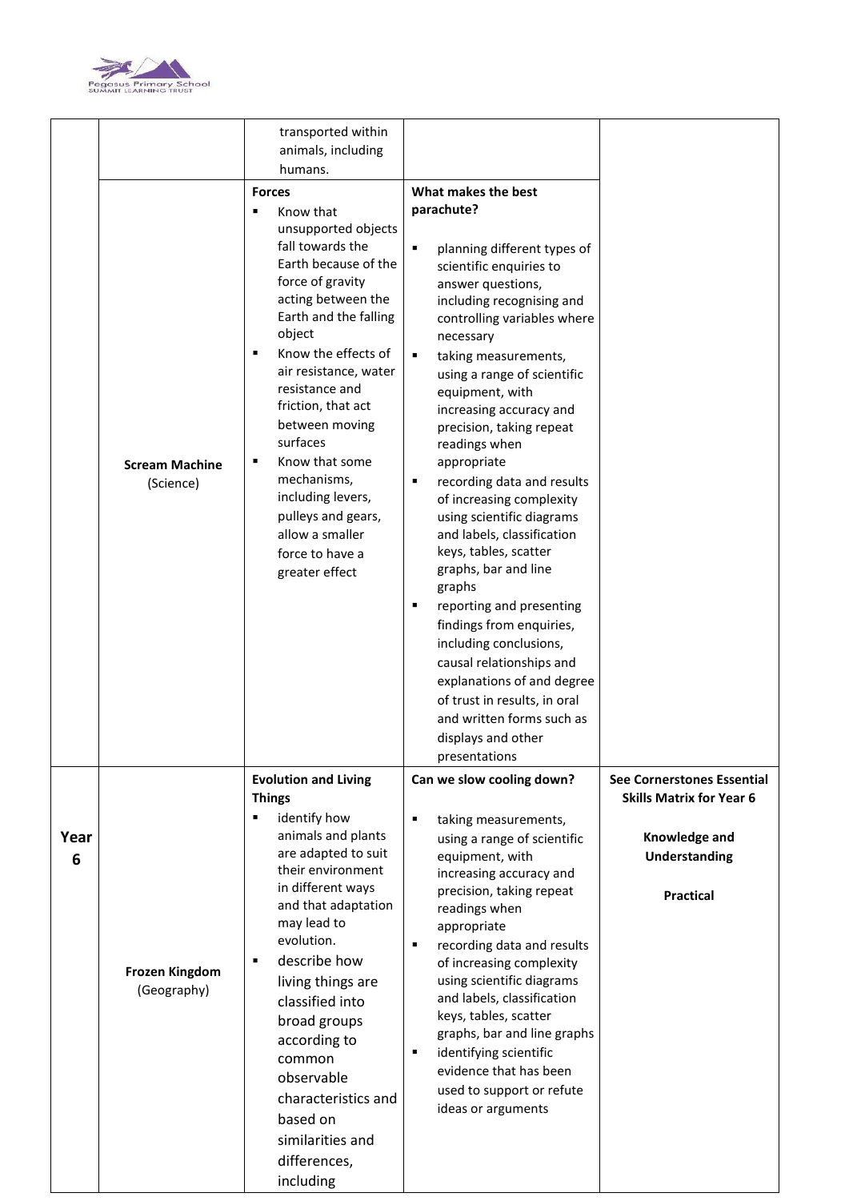| | | | | |
|---|---|---|---|---|
| | | transported within animals, including humans. | | |
| | **Scream Machine** (Science) | **Forces**<br>▪ Know that unsupported objects fall towards the Earth because of the force of gravity acting between the Earth and the falling object<br>▪ Know the effects of air resistance, water resistance and friction, that act between moving surfaces<br>▪ Know that some mechanisms, including levers, pulleys and gears, allow a smaller force to have a greater effect | **What makes the best parachute?**<br>▪ planning different types of scientific enquiries to answer questions, including recognising and controlling variables where necessary<br>▪ taking measurements, using a range of scientific equipment, with increasing accuracy and precision, taking repeat readings when appropriate<br>▪ recording data and results of increasing complexity using scientific diagrams and labels, classification keys, tables, scatter graphs, bar and line graphs<br>▪ reporting and presenting findings from enquiries, including conclusions, causal relationships and explanations of and degree of trust in results, in oral and written forms such as displays and other presentations | |
| **Year 6** | **Frozen Kingdom** (Geography) | **Evolution and Living Things**<br>▪ identify how animals and plants are adapted to suit their environment in different ways and that adaptation may lead to evolution.<br>▪ describe how living things are classified into broad groups according to common observable characteristics and based on similarities and differences, including | **Can we slow cooling down?**<br>▪ taking measurements, using a range of scientific equipment, with increasing accuracy and precision, taking repeat readings when appropriate<br>▪ recording data and results of increasing complexity using scientific diagrams and labels, classification keys, tables, scatter graphs, bar and line graphs<br>▪ identifying scientific evidence that has been used to support or refute ideas or arguments | **See Cornerstones Essential Skills Matrix for Year 6**<br><br>**Knowledge and Understanding**<br><br>**Practical** |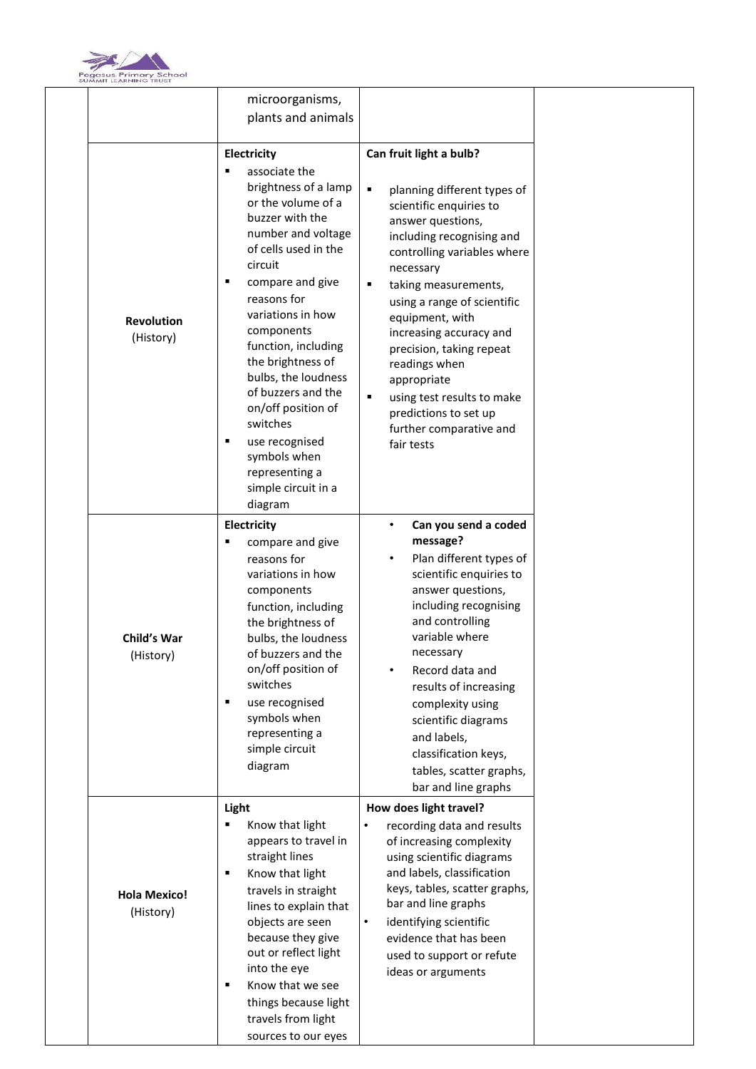| | | | | |
|---|---|---|---|---|
| | | microorganisms, plants and animals | | |
| | **Revolution** (History) | **Electricity**<br>▪ associate the brightness of a lamp or the volume of a buzzer with the number and voltage of cells used in the circuit<br>▪ compare and give reasons for variations in how components function, including the brightness of bulbs, the loudness of buzzers and the on/off position of switches<br>▪ use recognised symbols when representing a simple circuit in a diagram | **Can fruit light a bulb?**<br>▪ planning different types of scientific enquiries to answer questions, including recognising and controlling variables where necessary<br>▪ taking measurements, using a range of scientific equipment, with increasing accuracy and precision, taking repeat readings when appropriate<br>▪ using test results to make predictions to set up further comparative and fair tests | |
| | **Child's War** (History) | **Electricity**<br>▪ compare and give reasons for variations in how components function, including the brightness of bulbs, the loudness of buzzers and the on/off position of switches<br>▪ use recognised symbols when representing a simple circuit diagram | • **Can you send a coded message?**<br>• Plan different types of scientific enquiries to answer questions, including recognising and controlling variable where necessary<br>• Record data and results of increasing complexity using scientific diagrams and labels, classification keys, tables, scatter graphs, bar and line graphs | |
| | **Hola Mexico!** (History) | **Light**<br>▪ Know that light appears to travel in straight lines<br>▪ Know that light travels in straight lines to explain that objects are seen because they give out or reflect light into the eye<br>▪ Know that we see things because light travels from light sources to our eyes | **How does light travel?**<br>• recording data and results of increasing complexity using scientific diagrams and labels, classification keys, tables, scatter graphs, bar and line graphs<br>• identifying scientific evidence that has been used to support or refute ideas or arguments | |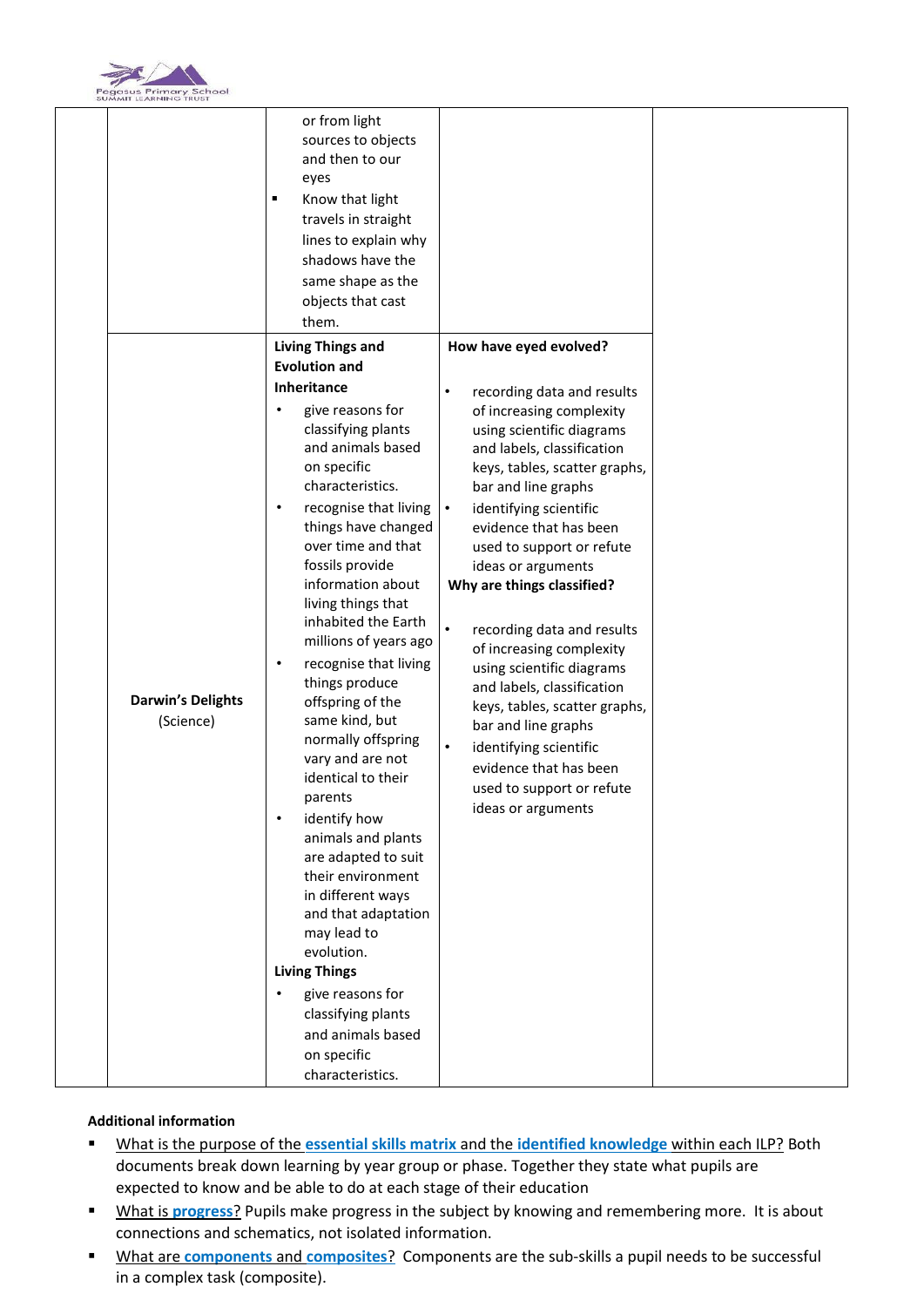| | | | | |
|---|---|---|---|---|
| | | or from light sources to objects and then to our eyes<br>▪ Know that light travels in straight lines to explain why shadows have the same shape as the objects that cast them. | | |
| | **Darwin's Delights** (Science) | **Living Things and Evolution and Inheritance**<br>• give reasons for classifying plants and animals based on specific characteristics.<br>• recognise that living things have changed over time and that fossils provide information about living things that inhabited the Earth millions of years ago<br>• recognise that living things produce offspring of the same kind, but normally offspring vary and are not identical to their parents<br>• identify how animals and plants are adapted to suit their environment in different ways and that adaptation may lead to evolution.<br>**Living Things**<br>• give reasons for classifying plants and animals based on specific characteristics. | **How have eyed evolved?**<br>• recording data and results of increasing complexity using scientific diagrams and labels, classification keys, tables, scatter graphs, bar and line graphs<br>• identifying scientific evidence that has been used to support or refute ideas or arguments<br>**Why are things classified?**<br>• recording data and results of increasing complexity using scientific diagrams and labels, classification keys, tables, scatter graphs, bar and line graphs<br>• identifying scientific evidence that has been used to support or refute ideas or arguments | |

**Additional information**

- What is the purpose of the **essential skills matrix** and the **identified knowledge** within each ILP? Both documents break down learning by year group or phase. Together they state what pupils are expected to know and be able to do at each stage of their education
- What is **progress**? Pupils make progress in the subject by knowing and remembering more. It is about connections and schematics, not isolated information.
- What are **components** and **composites**? Components are the sub-skills a pupil needs to be successful in a complex task (composite).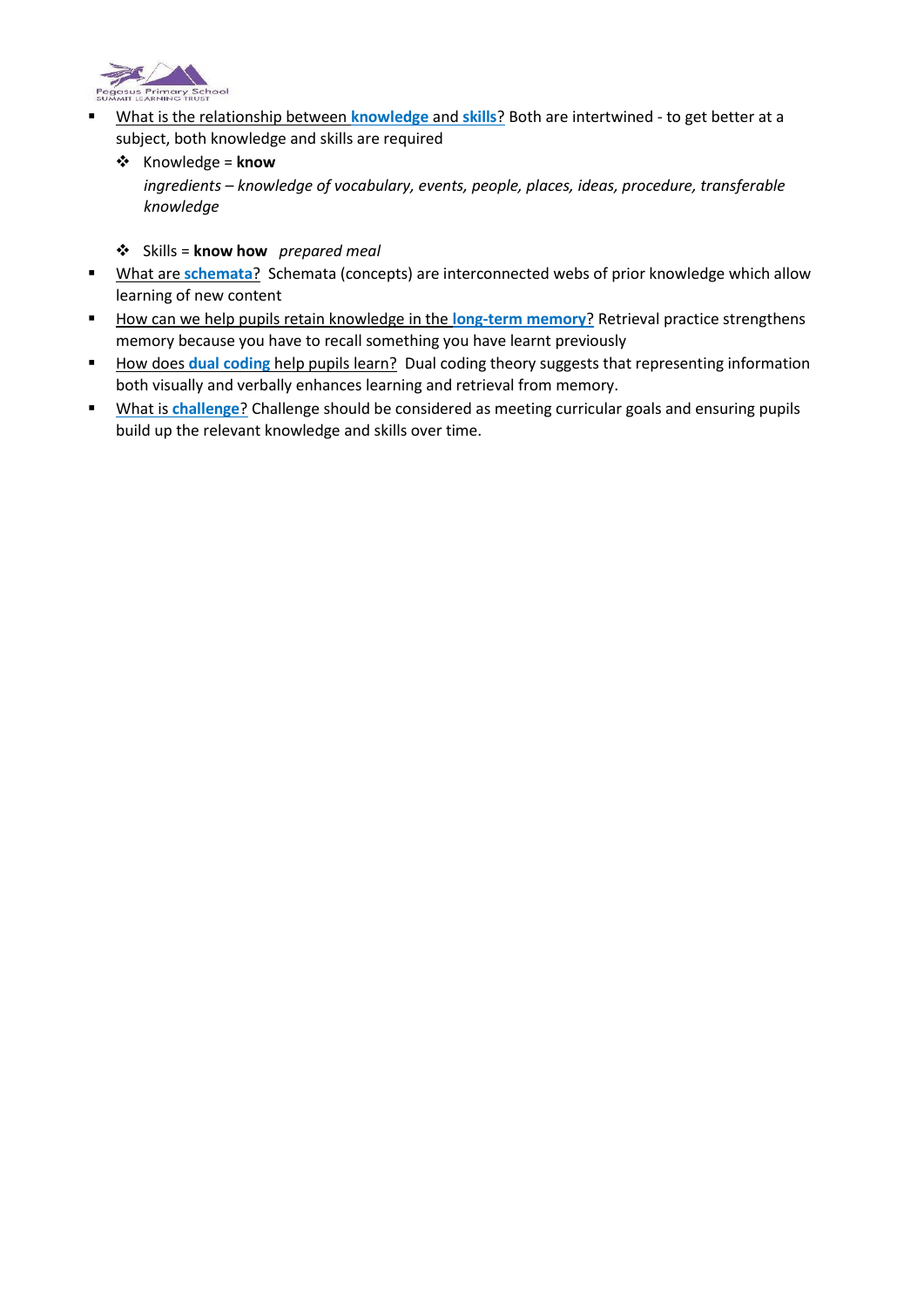- What is the relationship between **knowledge** and **skills**? Both are intertwined - to get better at a subject, both knowledge and skills are required
  - Knowledge = **know**

    *ingredients – knowledge of vocabulary, events, people, places, ideas, procedure, transferable knowledge*

  - Skills = **know how** *prepared meal*
- What are **schemata**? Schemata (concepts) are interconnected webs of prior knowledge which allow learning of new content
- How can we help pupils retain knowledge in the **long-term memory**? Retrieval practice strengthens memory because you have to recall something you have learnt previously
- How does **dual coding** help pupils learn? Dual coding theory suggests that representing information both visually and verbally enhances learning and retrieval from memory.
- What is **challenge**? Challenge should be considered as meeting curricular goals and ensuring pupils build up the relevant knowledge and skills over time.